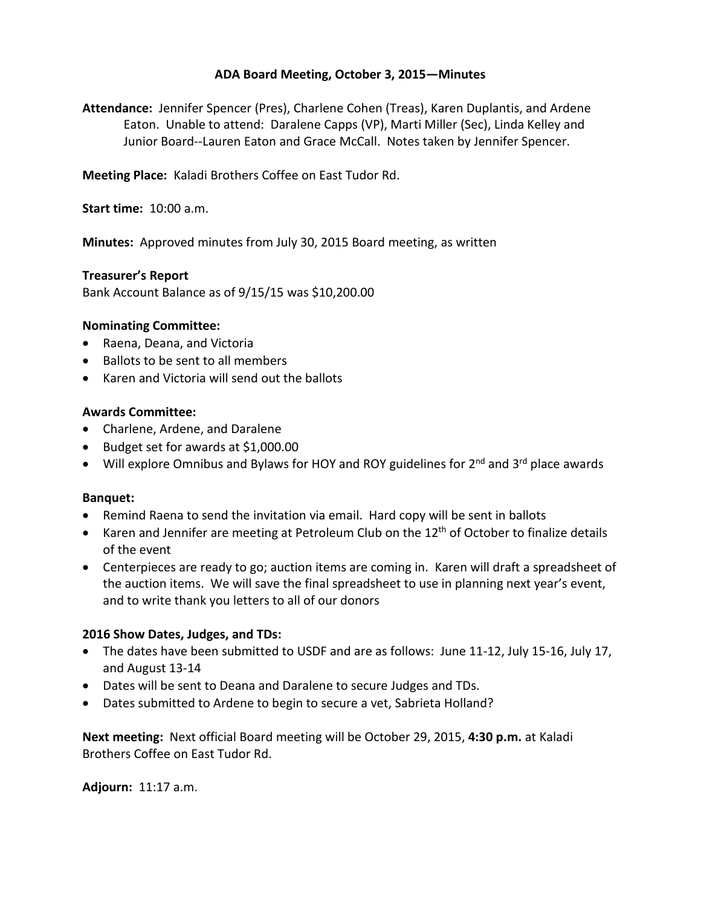# ADA Board Meeting, October 3, 2015—Minutes

**Attendance:** Jennifer Spencer (Pres), Charlene Cohen (Treas), Karen Duplantis, and Ardene Eaton. Unable to attend: Daralene Capps (VP), Marti Miller (Sec), Linda Kelley and Junior Board--Lauren Eaton and Grace McCall. Notes taken by Jennifer Spencer.

**Meeting Place:** Kaladi Brothers Coffee on East Tudor Rd.

**Start time:** 10:00 a.m.

**Minutes:** Approved minutes from July 30, 2015 Board meeting, as written

**Treasurer's Report**

Bank Account Balance as of 9/15/15 was $10,200.00

**Nominating Committee:**

- Raena, Deana, and Victoria
- Ballots to be sent to all members
- Karen and Victoria will send out the ballots

**Awards Committee:**

- Charlene, Ardene, and Daralene
- Budget set for awards at $1,000.00
- Will explore Omnibus and Bylaws for HOY and ROY guidelines for 2nd and 3rd place awards

**Banquet:**

- Remind Raena to send the invitation via email. Hard copy will be sent in ballots
- Karen and Jennifer are meeting at Petroleum Club on the 12th of October to finalize details of the event
- Centerpieces are ready to go; auction items are coming in. Karen will draft a spreadsheet of the auction items. We will save the final spreadsheet to use in planning next year's event, and to write thank you letters to all of our donors

**2016 Show Dates, Judges, and TDs:**

- The dates have been submitted to USDF and are as follows: June 11-12, July 15-16, July 17, and August 13-14
- Dates will be sent to Deana and Daralene to secure Judges and TDs.
- Dates submitted to Ardene to begin to secure a vet, Sabrieta Holland?

**Next meeting:** Next official Board meeting will be October 29, 2015, **4:30 p.m.** at Kaladi Brothers Coffee on East Tudor Rd.

**Adjourn:** 11:17 a.m.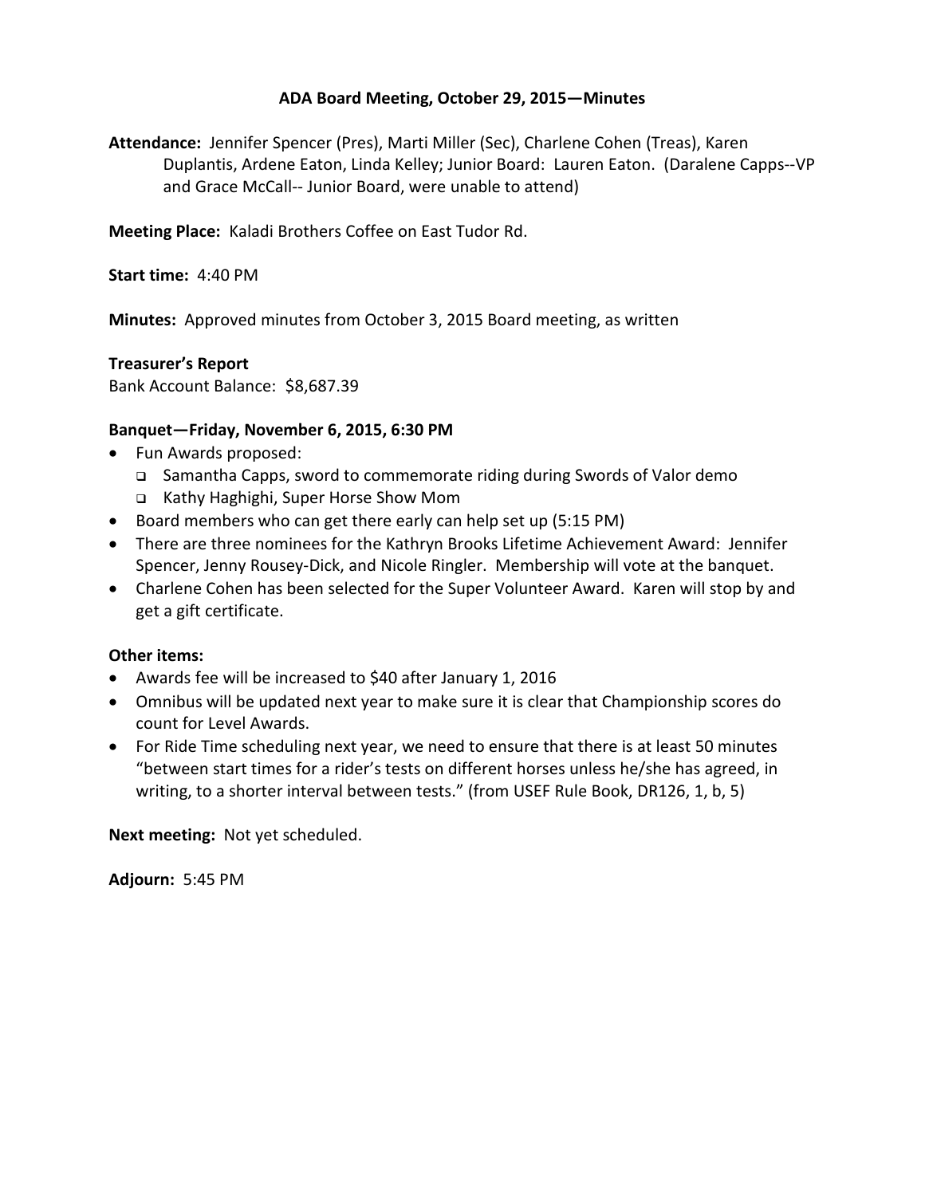# ADA Board Meeting, October 29, 2015—Minutes

**Attendance:** Jennifer Spencer (Pres), Marti Miller (Sec), Charlene Cohen (Treas), Karen Duplantis, Ardene Eaton, Linda Kelley; Junior Board: Lauren Eaton. (Daralene Capps--VP and Grace McCall-- Junior Board, were unable to attend)

**Meeting Place:** Kaladi Brothers Coffee on East Tudor Rd.

**Start time:** 4:40 PM

**Minutes:** Approved minutes from October 3, 2015 Board meeting, as written

**Treasurer's Report**

Bank Account Balance: $8,687.39

**Banquet—Friday, November 6, 2015, 6:30 PM**

- Fun Awards proposed:
  - Samantha Capps, sword to commemorate riding during Swords of Valor demo
  - Kathy Haghighi, Super Horse Show Mom
- Board members who can get there early can help set up (5:15 PM)
- There are three nominees for the Kathryn Brooks Lifetime Achievement Award: Jennifer Spencer, Jenny Rousey-Dick, and Nicole Ringler. Membership will vote at the banquet.
- Charlene Cohen has been selected for the Super Volunteer Award. Karen will stop by and get a gift certificate.

**Other items:**

- Awards fee will be increased to $40 after January 1, 2016
- Omnibus will be updated next year to make sure it is clear that Championship scores do count for Level Awards.
- For Ride Time scheduling next year, we need to ensure that there is at least 50 minutes "between start times for a rider's tests on different horses unless he/she has agreed, in writing, to a shorter interval between tests." (from USEF Rule Book, DR126, 1, b, 5)

**Next meeting:** Not yet scheduled.

**Adjourn:** 5:45 PM